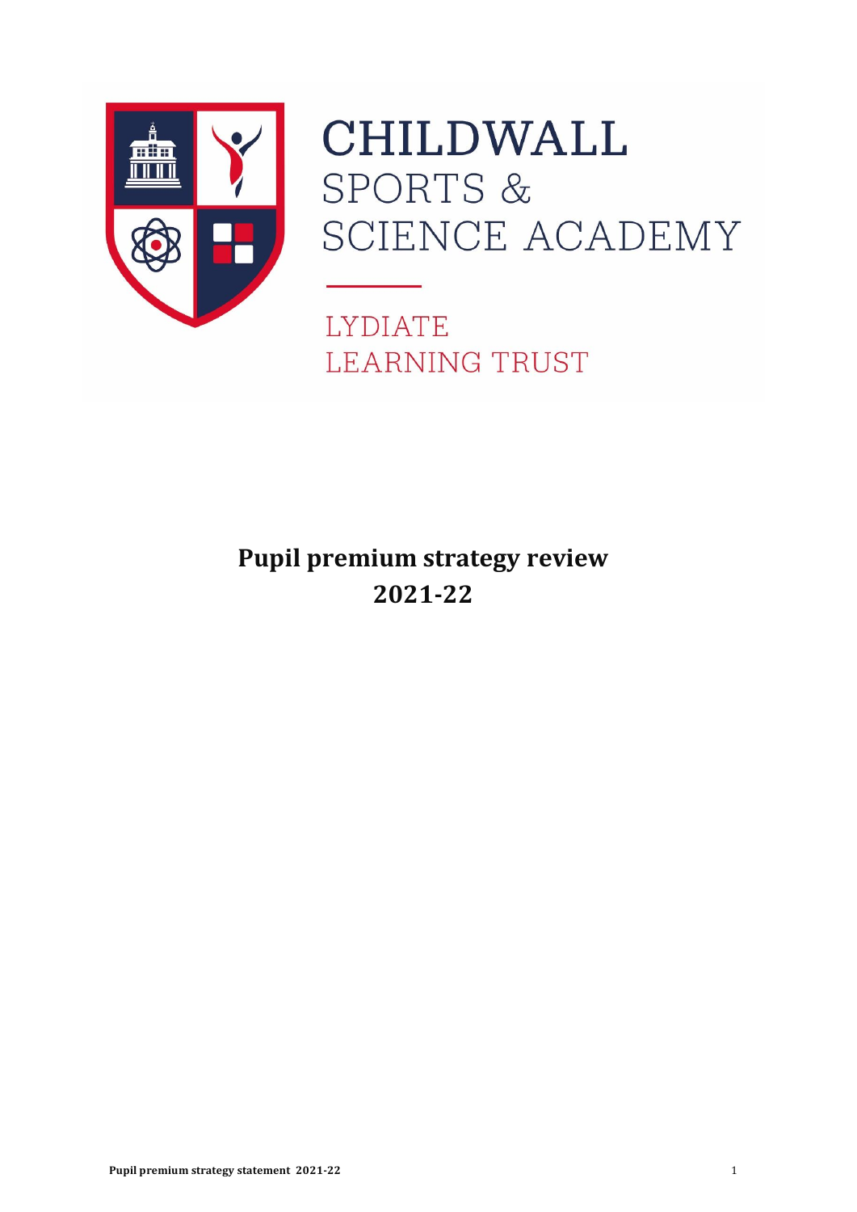CHILDWALL
SPORTS &
SCIENCE ACADEMY

LYDIATE
LEARNING TRUST

# Pupil premium strategy review 2021-22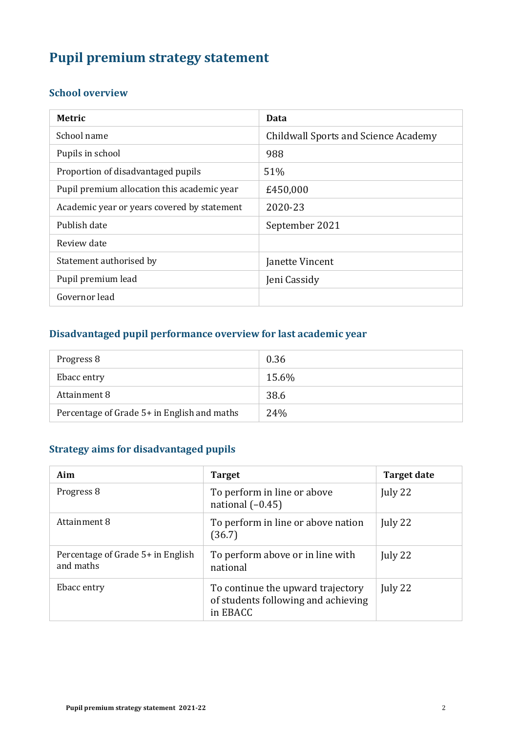# Pupil premium strategy statement

## School overview

| Metric | Data |
|---|---|
| School name | Childwall Sports and Science Academy |
| Pupils in school | 988 |
| Proportion of disadvantaged pupils | 51% |
| Pupil premium allocation this academic year | £450,000 |
| Academic year or years covered by statement | 2020-23 |
| Publish date | September 2021 |
| Review date | |
| Statement authorised by | Janette Vincent |
| Pupil premium lead | Jeni Cassidy |
| Governor lead | |

## Disadvantaged pupil performance overview for last academic year

| | |
|---|---|
| Progress 8 | 0.36 |
| Ebacc entry | 15.6% |
| Attainment 8 | 38.6 |
| Percentage of Grade 5+ in English and maths | 24% |

## Strategy aims for disadvantaged pupils

| Aim | Target | Target date |
|---|---|---|
| Progress 8 | To perform in line or above national (-0.45) | July 22 |
| Attainment 8 | To perform in line or above nation (36.7) | July 22 |
| Percentage of Grade 5+ in English and maths | To perform above or in line with national | July 22 |
| Ebacc entry | To continue the upward trajectory of students following and achieving in EBACC | July 22 |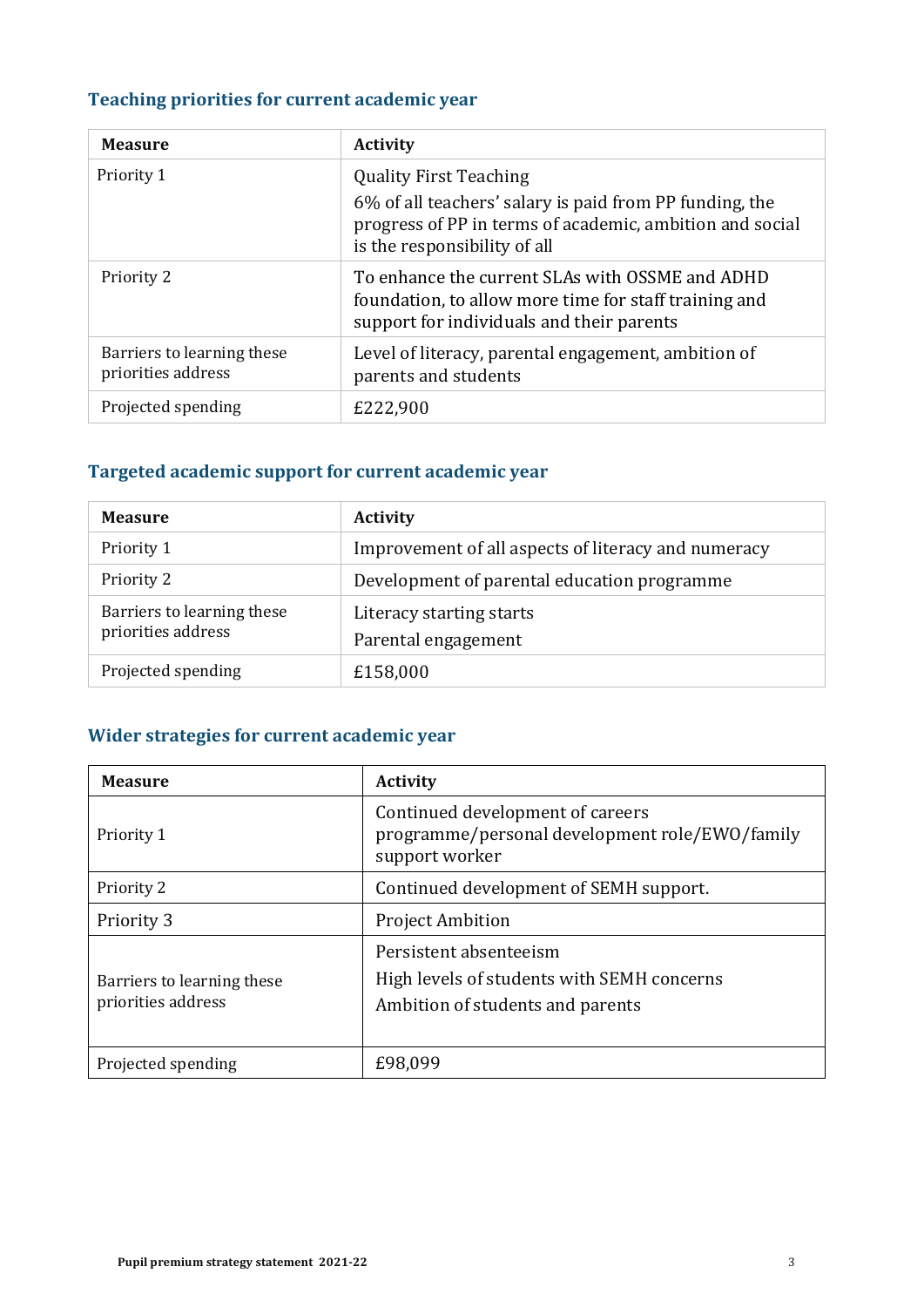## Teaching priorities for current academic year

| Measure | Activity |
|---|---|
| Priority 1 | Quality First Teaching<br>6% of all teachers' salary is paid from PP funding, the progress of PP in terms of academic, ambition and social is the responsibility of all |
| Priority 2 | To enhance the current SLAs with OSSME and ADHD foundation, to allow more time for staff training and support for individuals and their parents |
| Barriers to learning these priorities address | Level of literacy, parental engagement, ambition of parents and students |
| Projected spending | £222,900 |

## Targeted academic support for current academic year

| Measure | Activity |
|---|---|
| Priority 1 | Improvement of all aspects of literacy and numeracy |
| Priority 2 | Development of parental education programme |
| Barriers to learning these priorities address | Literacy starting starts<br>Parental engagement |
| Projected spending | £158,000 |

## Wider strategies for current academic year

| Measure | Activity |
|---|---|
| Priority 1 | Continued development of careers programme/personal development role/EWO/family support worker |
| Priority 2 | Continued development of SEMH support. |
| Priority 3 | Project Ambition |
| Barriers to learning these priorities address | Persistent absenteeism<br>High levels of students with SEMH concerns<br>Ambition of students and parents |
| Projected spending | £98,099 |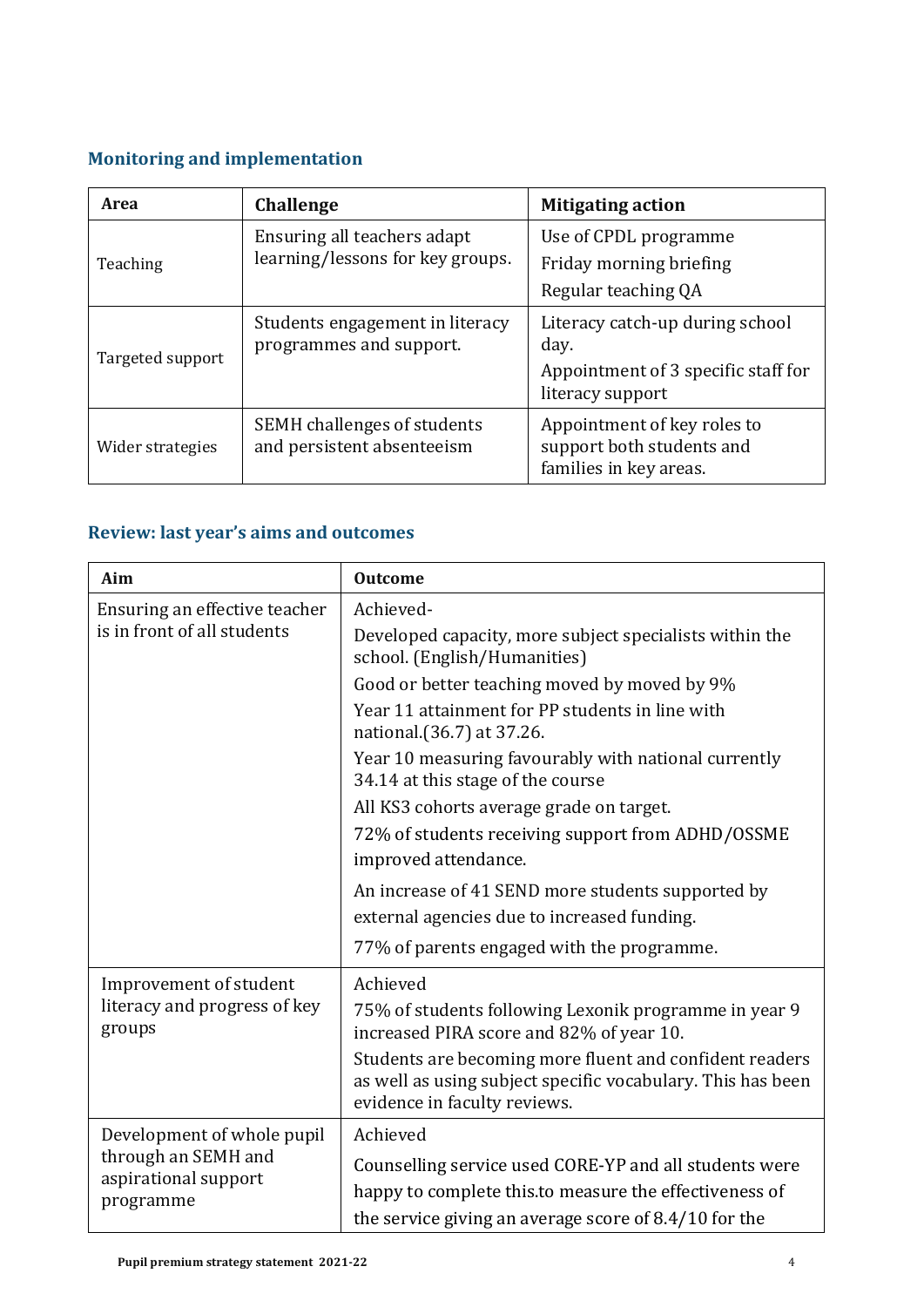## Monitoring and implementation

| Area | Challenge | Mitigating action |
| --- | --- | --- |
| Teaching | Ensuring all teachers adapt learning/lessons for key groups. | Use of CPDL programme<br>Friday morning briefing<br>Regular teaching QA |
| Targeted support | Students engagement in literacy programmes and support. | Literacy catch-up during school day.<br>Appointment of 3 specific staff for literacy support |
| Wider strategies | SEMH challenges of students and persistent absenteeism | Appointment of key roles to support both students and families in key areas. |

## Review: last year's aims and outcomes

| Aim | Outcome |
| --- | --- |
| Ensuring an effective teacher is in front of all students | Achieved-<br>Developed capacity, more subject specialists within the school. (English/Humanities)<br>Good or better teaching moved by moved by 9%<br>Year 11 attainment for PP students in line with national.(36.7) at 37.26.<br>Year 10 measuring favourably with national currently 34.14 at this stage of the course<br>All KS3 cohorts average grade on target.<br>72% of students receiving support from ADHD/OSSME improved attendance.<br>An increase of 41 SEND more students supported by external agencies due to increased funding.<br>77% of parents engaged with the programme. |
| Improvement of student literacy and progress of key groups | Achieved<br>75% of students following Lexonik programme in year 9 increased PIRA score and 82% of year 10.<br>Students are becoming more fluent and confident readers as well as using subject specific vocabulary. This has been evidence in faculty reviews. |
| Development of whole pupil through an SEMH and aspirational support programme | Achieved<br>Counselling service used CORE-YP and all students were happy to complete this.to measure the effectiveness of the service giving an average score of 8.4/10 for the |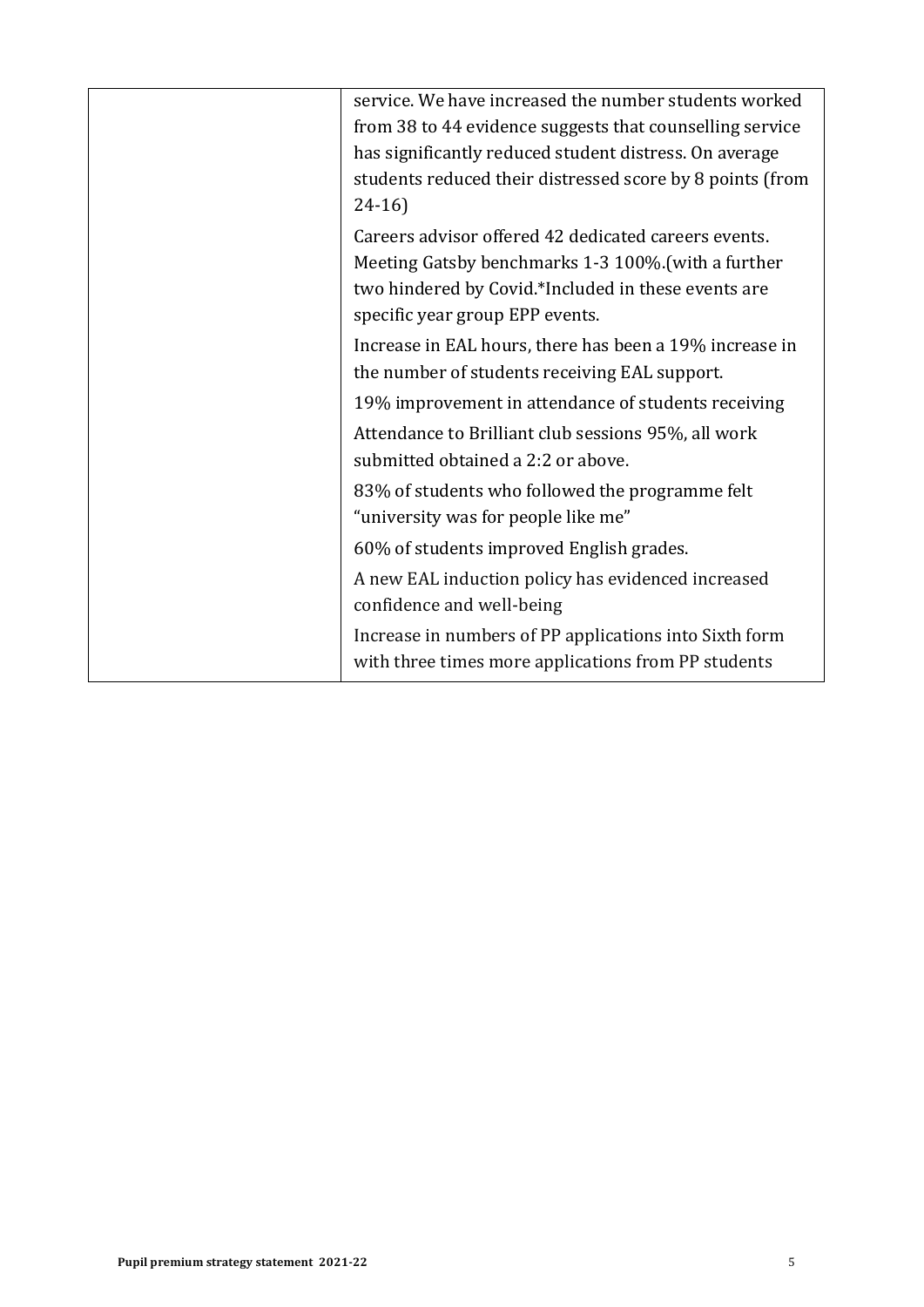| | |
|---|---|
| | service. We have increased the number students worked from 38 to 44 evidence suggests that counselling service has significantly reduced student distress. On average students reduced their distressed score by 8 points (from 24-16)<br><br>Careers advisor offered 42 dedicated careers events. Meeting Gatsby benchmarks 1-3 100%.(with a further two hindered by Covid.*Included in these events are specific year group EPP events.<br><br>Increase in EAL hours, there has been a 19% increase in the number of students receiving EAL support.<br><br>19% improvement in attendance of students receiving<br><br>Attendance to Brilliant club sessions 95%, all work submitted obtained a 2:2 or above.<br><br>83% of students who followed the programme felt "university was for people like me"<br><br>60% of students improved English grades.<br><br>A new EAL induction policy has evidenced increased confidence and well-being<br><br>Increase in numbers of PP applications into Sixth form with three times more applications from PP students |